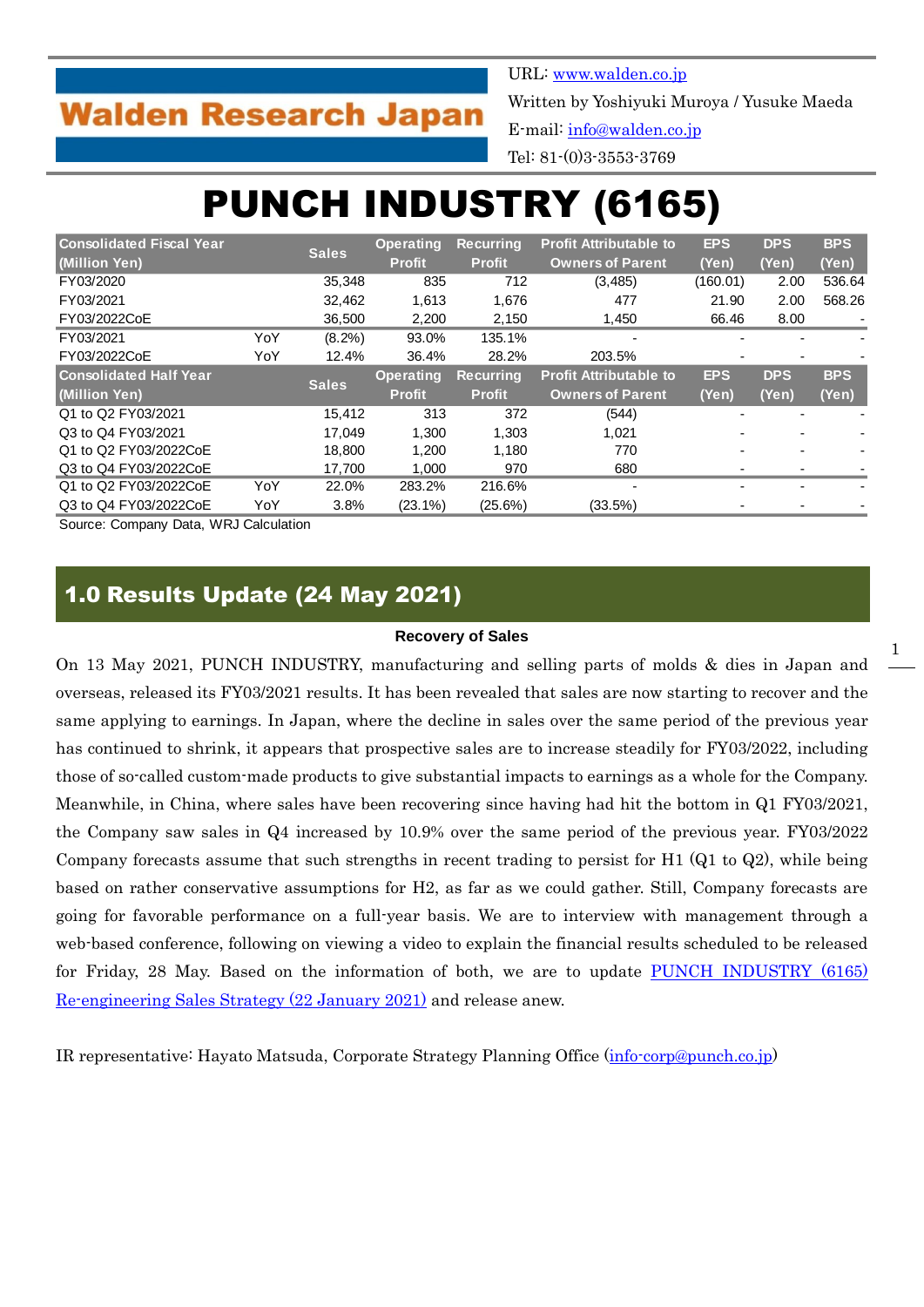Walden Research Japan

URL: www.walden.co.jp
Written by Yoshiyuki Muroya / Yusuke Maeda
E-mail: info@walden.co.jp
Tel: 81-(0)3-3553-3769

# PUNCH INDUSTRY (6165)

| Consolidated Fiscal Year (Million Yen) | | Sales | Operating Profit | Recurring Profit | Profit Attributable to Owners of Parent | EPS (Yen) | DPS (Yen) | BPS (Yen) |
|---|---|---|---|---|---|---|---|---|
| FY03/2020 | | 35,348 | 835 | 712 | (3,485) | (160.01) | 2.00 | 536.64 |
| FY03/2021 | | 32,462 | 1,613 | 1,676 | 477 | 21.90 | 2.00 | 568.26 |
| FY03/2022CoE | | 36,500 | 2,200 | 2,150 | 1,450 | 66.46 | 8.00 | - |
| FY03/2021 | YoY | (8.2%) | 93.0% | 135.1% | - | - | - | - |
| FY03/2022CoE | YoY | 12.4% | 36.4% | 28.2% | 203.5% | - | - | - |
| **Consolidated Half Year (Million Yen)** | | **Sales** | **Operating Profit** | **Recurring Profit** | **Profit Attributable to Owners of Parent** | **EPS (Yen)** | **DPS (Yen)** | **BPS (Yen)** |
| Q1 to Q2 FY03/2021 | | 15,412 | 313 | 372 | (544) | - | - | - |
| Q3 to Q4 FY03/2021 | | 17,049 | 1,300 | 1,303 | 1,021 | - | - | - |
| Q1 to Q2 FY03/2022CoE | | 18,800 | 1,200 | 1,180 | 770 | - | - | - |
| Q3 to Q4 FY03/2022CoE | | 17,700 | 1,000 | 970 | 680 | - | - | - |
| Q1 to Q2 FY03/2022CoE | YoY | 22.0% | 283.2% | 216.6% | - | - | - | - |
| Q3 to Q4 FY03/2022CoE | YoY | 3.8% | (23.1%) | (25.6%) | (33.5%) | - | - | - |

Source: Company Data, WRJ Calculation

## 1.0 Results Update (24 May 2021)

**Recovery of Sales**

On 13 May 2021, PUNCH INDUSTRY, manufacturing and selling parts of molds & dies in Japan and overseas, released its FY03/2021 results. It has been revealed that sales are now starting to recover and the same applying to earnings. In Japan, where the decline in sales over the same period of the previous year has continued to shrink, it appears that prospective sales are to increase steadily for FY03/2022, including those of so-called custom-made products to give substantial impacts to earnings as a whole for the Company. Meanwhile, in China, where sales have been recovering since having had hit the bottom in Q1 FY03/2021, the Company saw sales in Q4 increased by 10.9% over the same period of the previous year. FY03/2022 Company forecasts assume that such strengths in recent trading to persist for H1 (Q1 to Q2), while being based on rather conservative assumptions for H2, as far as we could gather. Still, Company forecasts are going for favorable performance on a full-year basis. We are to interview with management through a web-based conference, following on viewing a video to explain the financial results scheduled to be released for Friday, 28 May. Based on the information of both, we are to update PUNCH INDUSTRY (6165) Re-engineering Sales Strategy (22 January 2021) and release anew.

IR representative: Hayato Matsuda, Corporate Strategy Planning Office (info-corp@punch.co.jp)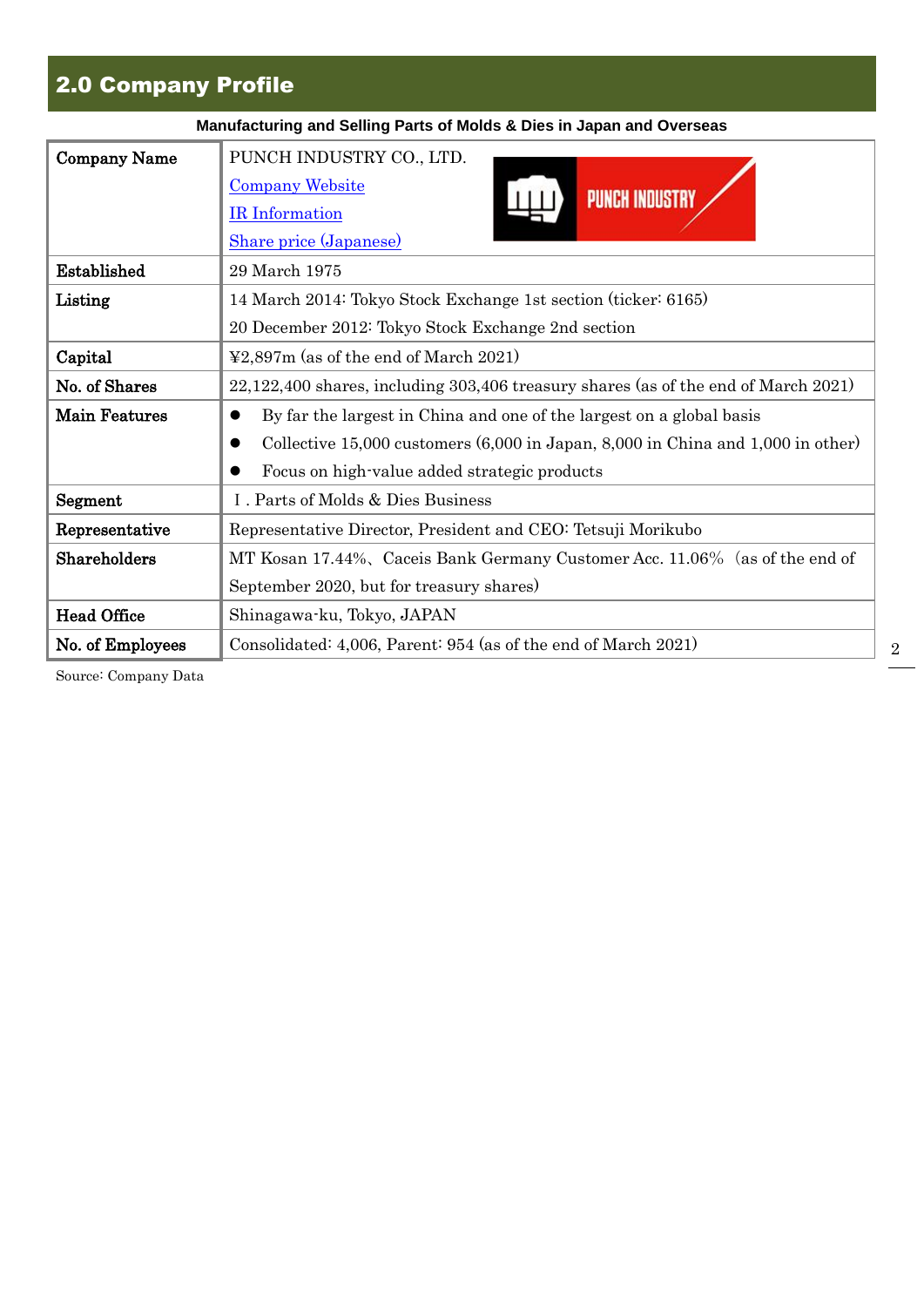## 2.0 Company Profile

**Manufacturing and Selling Parts of Molds & Dies in Japan and Overseas**

| | |
|---|---|
| **Company Name** | PUNCH INDUSTRY CO., LTD.<br>Company Website<br>IR Information<br>Share price (Japanese) |
| **Established** | 29 March 1975 |
| **Listing** | 14 March 2014: Tokyo Stock Exchange 1st section (ticker: 6165)<br>20 December 2012: Tokyo Stock Exchange 2nd section |
| **Capital** | ¥2,897m (as of the end of March 2021) |
| **No. of Shares** | 22,122,400 shares, including 303,406 treasury shares (as of the end of March 2021) |
| **Main Features** | ● By far the largest in China and one of the largest on a global basis<br>● Collective 15,000 customers (6,000 in Japan, 8,000 in China and 1,000 in other)<br>● Focus on high-value added strategic products |
| **Segment** | Ⅰ. Parts of Molds & Dies Business |
| **Representative** | Representative Director, President and CEO: Tetsuji Morikubo |
| **Shareholders** | MT Kosan 17.44%、Caceis Bank Germany Customer Acc. 11.06% (as of the end of September 2020, but for treasury shares) |
| **Head Office** | Shinagawa-ku, Tokyo, JAPAN |
| **No. of Employees** | Consolidated: 4,006, Parent: 954 (as of the end of March 2021) |

Source: Company Data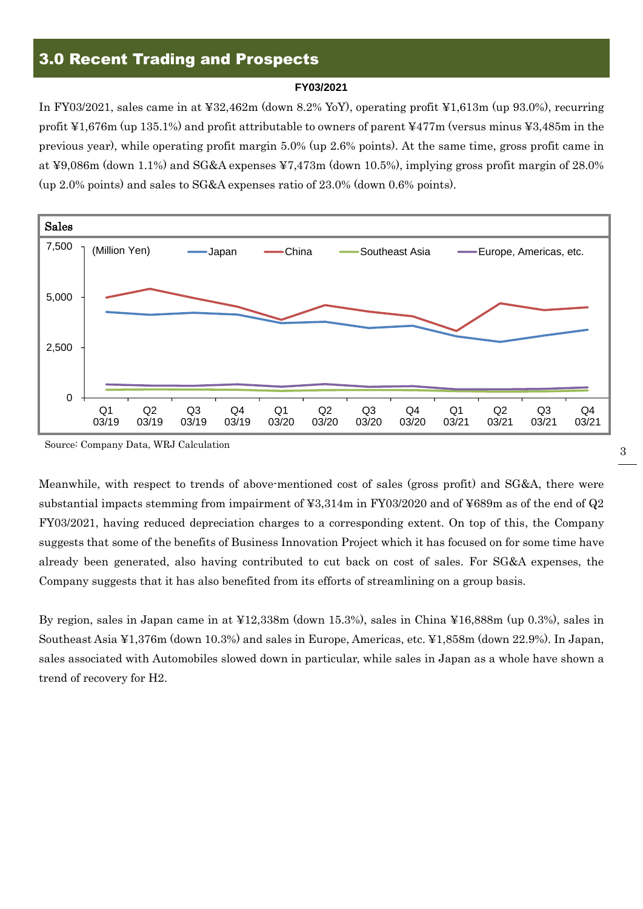## 3.0 Recent Trading and Prospects

**FY03/2021**

In FY03/2021, sales came in at ¥32,462m (down 8.2% YoY), operating profit ¥1,613m (up 93.0%), recurring profit ¥1,676m (up 135.1%) and profit attributable to owners of parent ¥477m (versus minus ¥3,485m in the previous year), while operating profit margin 5.0% (up 2.6% points). At the same time, gross profit came in at ¥9,086m (down 1.1%) and SG&A expenses ¥7,473m (down 10.5%), implying gross profit margin of 28.0% (up 2.0% points) and sales to SG&A expenses ratio of 23.0% (down 0.6% points).

**Sales**

(Million Yen) — Japan, China, Southeast Asia, Europe, Americas, etc.

Q1 03/19 – Q4 03/21

Source: Company Data, WRJ Calculation

Meanwhile, with respect to trends of above-mentioned cost of sales (gross profit) and SG&A, there were substantial impacts stemming from impairment of ¥3,314m in FY03/2020 and of ¥689m as of the end of Q2 FY03/2021, having reduced depreciation charges to a corresponding extent. On top of this, the Company suggests that some of the benefits of Business Innovation Project which it has focused on for some time have already been generated, also having contributed to cut back on cost of sales. For SG&A expenses, the Company suggests that it has also benefited from its efforts of streamlining on a group basis.

By region, sales in Japan came in at ¥12,338m (down 15.3%), sales in China ¥16,888m (up 0.3%), sales in Southeast Asia ¥1,376m (down 10.3%) and sales in Europe, Americas, etc. ¥1,858m (down 22.9%). In Japan, sales associated with Automobiles slowed down in particular, while sales in Japan as a whole have shown a trend of recovery for H2.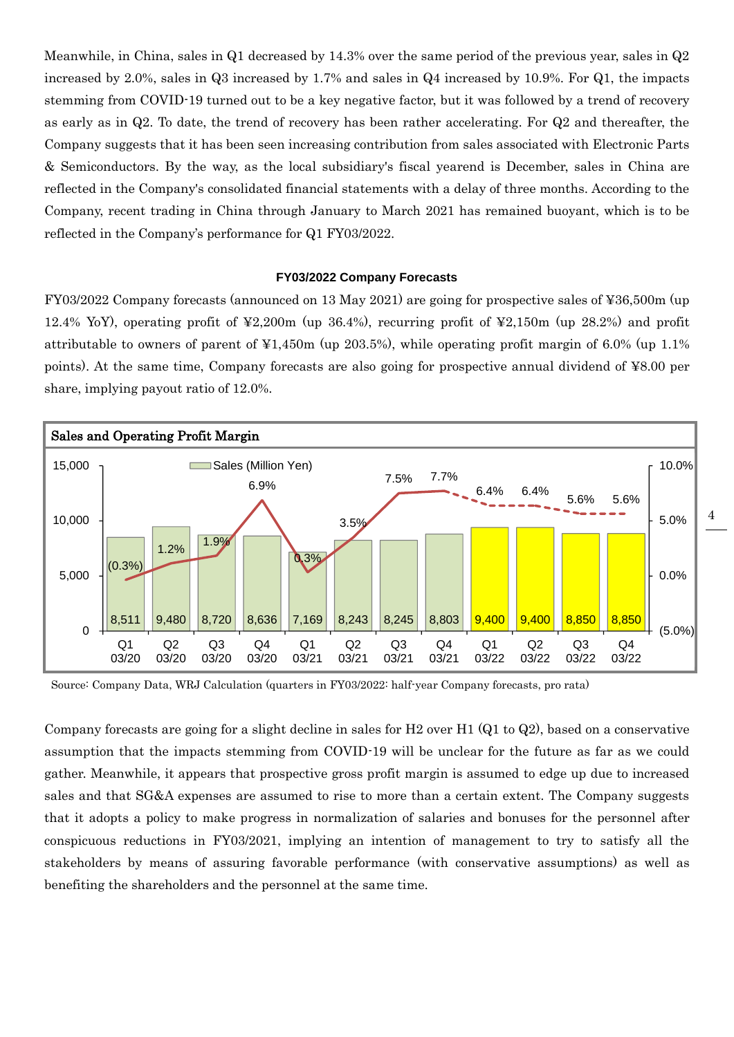Meanwhile, in China, sales in Q1 decreased by 14.3% over the same period of the previous year, sales in Q2 increased by 2.0%, sales in Q3 increased by 1.7% and sales in Q4 increased by 10.9%. For Q1, the impacts stemming from COVID-19 turned out to be a key negative factor, but it was followed by a trend of recovery as early as in Q2. To date, the trend of recovery has been rather accelerating. For Q2 and thereafter, the Company suggests that it has been seen increasing contribution from sales associated with Electronic Parts & Semiconductors. By the way, as the local subsidiary's fiscal yearend is December, sales in China are reflected in the Company's consolidated financial statements with a delay of three months. According to the Company, recent trading in China through January to March 2021 has remained buoyant, which is to be reflected in the Company's performance for Q1 FY03/2022.

### FY03/2022 Company Forecasts

FY03/2022 Company forecasts (announced on 13 May 2021) are going for prospective sales of ¥36,500m (up 12.4% YoY), operating profit of ¥2,200m (up 36.4%), recurring profit of ¥2,150m (up 28.2%) and profit attributable to owners of parent of ¥1,450m (up 203.5%), while operating profit margin of 6.0% (up 1.1% points). At the same time, Company forecasts are also going for prospective annual dividend of ¥8.00 per share, implying payout ratio of 12.0%.

**Sales and Operating Profit Margin**

| | Q1 03/20 | Q2 03/20 | Q3 03/20 | Q4 03/20 | Q1 03/21 | Q2 03/21 | Q3 03/21 | Q4 03/21 | Q1 03/22 | Q2 03/22 | Q3 03/22 | Q4 03/22 |
|---|---|---|---|---|---|---|---|---|---|---|---|---|
| Sales (Million Yen) | 8,511 | 9,480 | 8,720 | 8,636 | 7,169 | 8,243 | 8,245 | 8,803 | 9,400 | 9,400 | 8,850 | 8,850 |
| Operating Profit Margin | (0.3%) | 1.2% | 1.9% | 6.9% | 0.3% | 3.5% | 7.5% | 7.7% | 6.4% | 6.4% | 5.6% | 5.6% |

Source: Company Data, WRJ Calculation (quarters in FY03/2022: half-year Company forecasts, pro rata)

Company forecasts are going for a slight decline in sales for H2 over H1 (Q1 to Q2), based on a conservative assumption that the impacts stemming from COVID-19 will be unclear for the future as far as we could gather. Meanwhile, it appears that prospective gross profit margin is assumed to edge up due to increased sales and that SG&A expenses are assumed to rise to more than a certain extent. The Company suggests that it adopts a policy to make progress in normalization of salaries and bonuses for the personnel after conspicuous reductions in FY03/2021, implying an intention of management to try to satisfy all the stakeholders by means of assuring favorable performance (with conservative assumptions) as well as benefiting the shareholders and the personnel at the same time.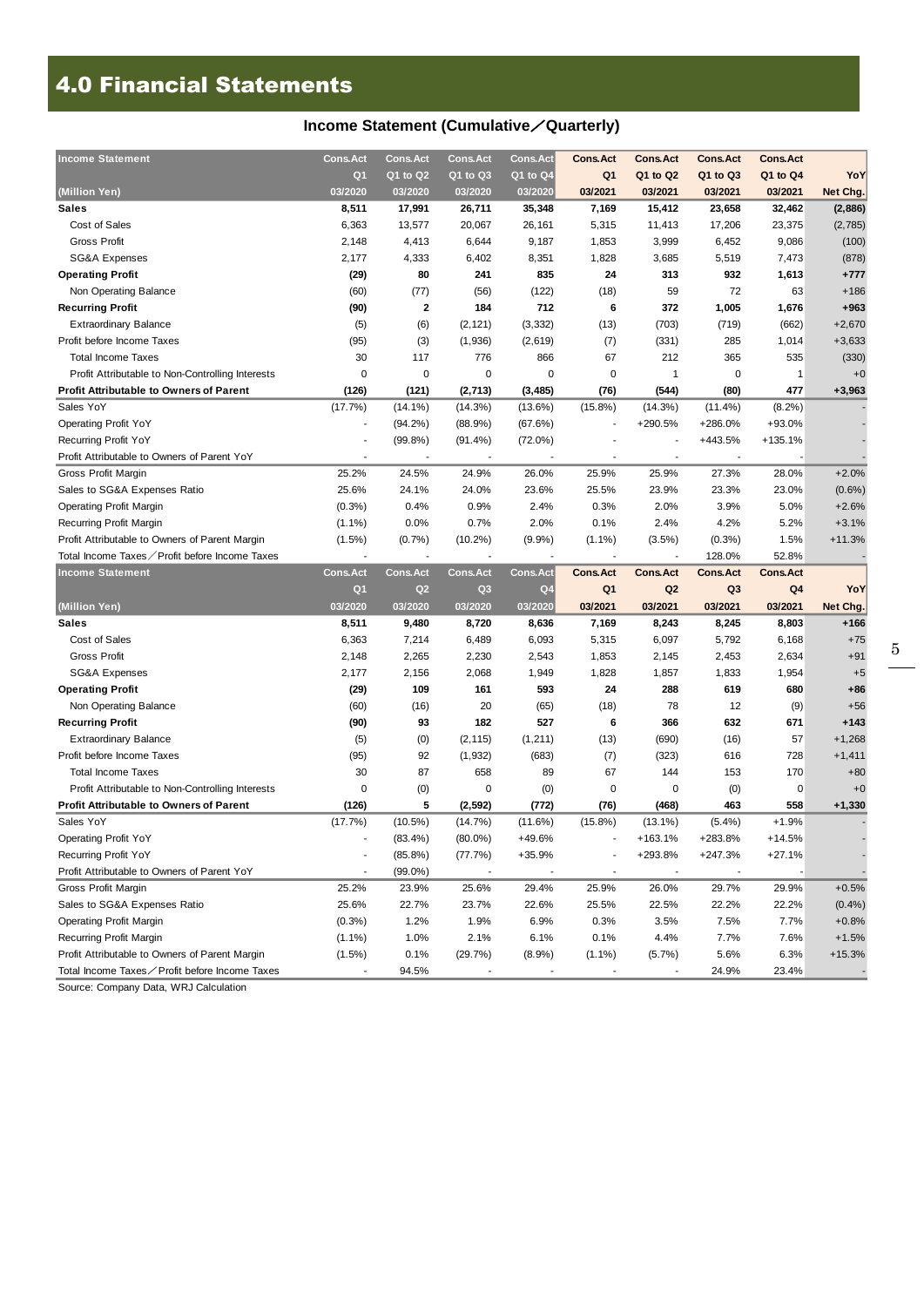# 4.0 Financial Statements

## Income Statement (Cumulative／Quarterly)

| Income Statement | Cons.Act | Cons.Act | Cons.Act | Cons.Act | Cons.Act | Cons.Act | Cons.Act | Cons.Act | |
|---|---|---|---|---|---|---|---|---|---|
| | Q1 | Q1 to Q2 | Q1 to Q3 | Q1 to Q4 | Q1 | Q1 to Q2 | Q1 to Q3 | Q1 to Q4 | YoY |
| (Million Yen) | 03/2020 | 03/2020 | 03/2020 | 03/2020 | 03/2021 | 03/2021 | 03/2021 | 03/2021 | Net Chg. |
| **Sales** | **8,511** | **17,991** | **26,711** | **35,348** | **7,169** | **15,412** | **23,658** | **32,462** | **(2,886)** |
| Cost of Sales | 6,363 | 13,577 | 20,067 | 26,161 | 5,315 | 11,413 | 17,206 | 23,375 | (2,785) |
| Gross Profit | 2,148 | 4,413 | 6,644 | 9,187 | 1,853 | 3,999 | 6,452 | 9,086 | (100) |
| SG&A Expenses | 2,177 | 4,333 | 6,402 | 8,351 | 1,828 | 3,685 | 5,519 | 7,473 | (878) |
| **Operating Profit** | **(29)** | **80** | **241** | **835** | **24** | **313** | **932** | **1,613** | **+777** |
| Non Operating Balance | (60) | (77) | (56) | (122) | (18) | 59 | 72 | 63 | +186 |
| **Recurring Profit** | **(90)** | **2** | **184** | **712** | **6** | **372** | **1,005** | **1,676** | **+963** |
| Extraordinary Balance | (5) | (6) | (2,121) | (3,332) | (13) | (703) | (719) | (662) | +2,670 |
| Profit before Income Taxes | (95) | (3) | (1,936) | (2,619) | (7) | (331) | 285 | 1,014 | +3,633 |
| Total Income Taxes | 30 | 117 | 776 | 866 | 67 | 212 | 365 | 535 | (330) |
| Profit Attributable to Non-Controlling Interests | 0 | 0 | 0 | 0 | 0 | 1 | 0 | 1 | +0 |
| **Profit Attributable to Owners of Parent** | **(126)** | **(121)** | **(2,713)** | **(3,485)** | **(76)** | **(544)** | **(80)** | **477** | **+3,963** |
| Sales YoY | (17.7%) | (14.1%) | (14.3%) | (13.6%) | (15.8%) | (14.3%) | (11.4%) | (8.2%) | - |
| Operating Profit YoY | - | (94.2%) | (88.9%) | (67.6%) | - | +290.5% | +286.0% | +93.0% | - |
| Recurring Profit YoY | - | (99.8%) | (91.4%) | (72.0%) | - | - | +443.5% | +135.1% | - |
| Profit Attributable to Owners of Parent YoY | - | - | - | - | - | - | - | - | - |
| Gross Profit Margin | 25.2% | 24.5% | 24.9% | 26.0% | 25.9% | 25.9% | 27.3% | 28.0% | +2.0% |
| Sales to SG&A Expenses Ratio | 25.6% | 24.1% | 24.0% | 23.6% | 25.5% | 23.9% | 23.3% | 23.0% | (0.6%) |
| Operating Profit Margin | (0.3%) | 0.4% | 0.9% | 2.4% | 0.3% | 2.0% | 3.9% | 5.0% | +2.6% |
| Recurring Profit Margin | (1.1%) | 0.0% | 0.7% | 2.0% | 0.1% | 2.4% | 4.2% | 5.2% | +3.1% |
| Profit Attributable to Owners of Parent Margin | (1.5%) | (0.7%) | (10.2%) | (9.9%) | (1.1%) | (3.5%) | (0.3%) | 1.5% | +11.3% |
| Total Income Taxes／Profit before Income Taxes | - | - | - | - | - | - | 128.0% | 52.8% | - |

| Income Statement | Cons.Act | Cons.Act | Cons.Act | Cons.Act | Cons.Act | Cons.Act | Cons.Act | Cons.Act | |
|---|---|---|---|---|---|---|---|---|---|
| | Q1 | Q2 | Q3 | Q4 | Q1 | Q2 | Q3 | Q4 | YoY |
| (Million Yen) | 03/2020 | 03/2020 | 03/2020 | 03/2020 | 03/2021 | 03/2021 | 03/2021 | 03/2021 | Net Chg. |
| **Sales** | **8,511** | **9,480** | **8,720** | **8,636** | **7,169** | **8,243** | **8,245** | **8,803** | **+166** |
| Cost of Sales | 6,363 | 7,214 | 6,489 | 6,093 | 5,315 | 6,097 | 5,792 | 6,168 | +75 |
| Gross Profit | 2,148 | 2,265 | 2,230 | 2,543 | 1,853 | 2,145 | 2,453 | 2,634 | +91 |
| SG&A Expenses | 2,177 | 2,156 | 2,068 | 1,949 | 1,828 | 1,857 | 1,833 | 1,954 | +5 |
| **Operating Profit** | **(29)** | **109** | **161** | **593** | **24** | **288** | **619** | **680** | **+86** |
| Non Operating Balance | (60) | (16) | 20 | (65) | (18) | 78 | 12 | (9) | +56 |
| **Recurring Profit** | **(90)** | **93** | **182** | **527** | **6** | **366** | **632** | **671** | **+143** |
| Extraordinary Balance | (5) | (0) | (2,115) | (1,211) | (13) | (690) | (16) | 57 | +1,268 |
| Profit before Income Taxes | (95) | 92 | (1,932) | (683) | (7) | (323) | 616 | 728 | +1,411 |
| Total Income Taxes | 30 | 87 | 658 | 89 | 67 | 144 | 153 | 170 | +80 |
| Profit Attributable to Non-Controlling Interests | 0 | (0) | 0 | (0) | 0 | 0 | (0) | 0 | +0 |
| **Profit Attributable to Owners of Parent** | **(126)** | **5** | **(2,592)** | **(772)** | **(76)** | **(468)** | **463** | **558** | **+1,330** |
| Sales YoY | (17.7%) | (10.5%) | (14.7%) | (11.6%) | (15.8%) | (13.1%) | (5.4%) | +1.9% | - |
| Operating Profit YoY | - | (83.4%) | (80.0%) | +49.6% | - | +163.1% | +283.8% | +14.5% | - |
| Recurring Profit YoY | - | (85.8%) | (77.7%) | +35.9% | - | +293.8% | +247.3% | +27.1% | - |
| Profit Attributable to Owners of Parent YoY | - | (99.0%) | - | - | - | - | - | - | - |
| Gross Profit Margin | 25.2% | 23.9% | 25.6% | 29.4% | 25.9% | 26.0% | 29.7% | 29.9% | +0.5% |
| Sales to SG&A Expenses Ratio | 25.6% | 22.7% | 23.7% | 22.6% | 25.5% | 22.5% | 22.2% | 22.2% | (0.4%) |
| Operating Profit Margin | (0.3%) | 1.2% | 1.9% | 6.9% | 0.3% | 3.5% | 7.5% | 7.7% | +0.8% |
| Recurring Profit Margin | (1.1%) | 1.0% | 2.1% | 6.1% | 0.1% | 4.4% | 7.7% | 7.6% | +1.5% |
| Profit Attributable to Owners of Parent Margin | (1.5%) | 0.1% | (29.7%) | (8.9%) | (1.1%) | (5.7%) | 5.6% | 6.3% | +15.3% |
| Total Income Taxes／Profit before Income Taxes | - | 94.5% | - | - | - | - | 24.9% | 23.4% | - |

Source: Company Data, WRJ Calculation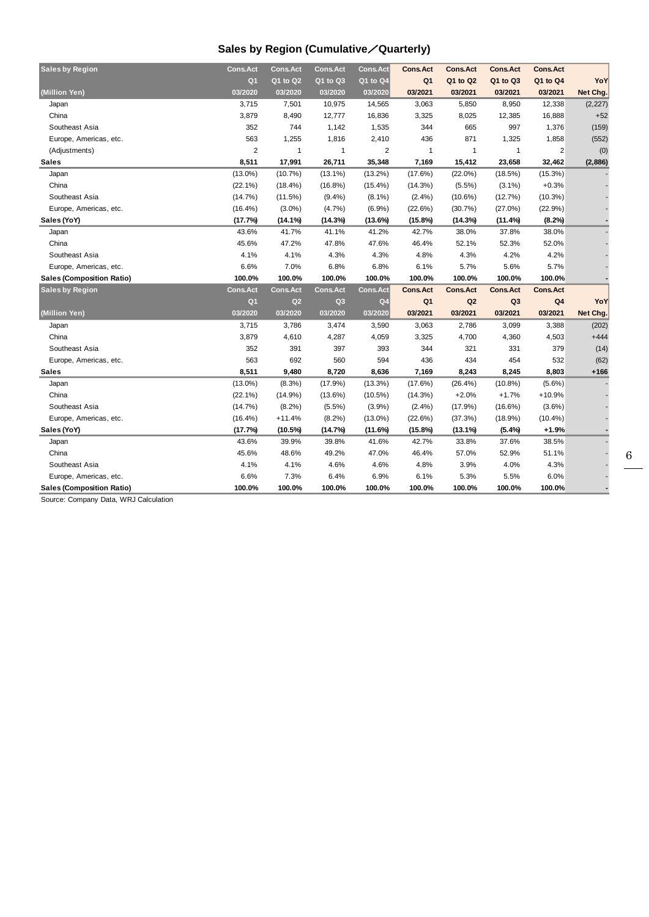## Sales by Region (Cumulative／Quarterly)

| Sales by Region | Cons.Act | Cons.Act | Cons.Act | Cons.Act | Cons.Act | Cons.Act | Cons.Act | Cons.Act | |
|---|---|---|---|---|---|---|---|---|---|
| | Q1 | Q1 to Q2 | Q1 to Q3 | Q1 to Q4 | Q1 | Q1 to Q2 | Q1 to Q3 | Q1 to Q4 | YoY |
| (Million Yen) | 03/2020 | 03/2020 | 03/2020 | 03/2020 | 03/2021 | 03/2021 | 03/2021 | 03/2021 | Net Chg. |
| Japan | 3,715 | 7,501 | 10,975 | 14,565 | 3,063 | 5,850 | 8,950 | 12,338 | (2,227) |
| China | 3,879 | 8,490 | 12,777 | 16,836 | 3,325 | 8,025 | 12,385 | 16,888 | +52 |
| Southeast Asia | 352 | 744 | 1,142 | 1,535 | 344 | 665 | 997 | 1,376 | (159) |
| Europe, Americas, etc. | 563 | 1,255 | 1,816 | 2,410 | 436 | 871 | 1,325 | 1,858 | (552) |
| (Adjustments) | 2 | 1 | 1 | 2 | 1 | 1 | 1 | 2 | (0) |
| **Sales** | **8,511** | **17,991** | **26,711** | **35,348** | **7,169** | **15,412** | **23,658** | **32,462** | **(2,886)** |
| Japan | (13.0%) | (10.7%) | (13.1%) | (13.2%) | (17.6%) | (22.0%) | (18.5%) | (15.3%) | - |
| China | (22.1%) | (18.4%) | (16.8%) | (15.4%) | (14.3%) | (5.5%) | (3.1%) | +0.3% | - |
| Southeast Asia | (14.7%) | (11.5%) | (9.4%) | (8.1%) | (2.4%) | (10.6%) | (12.7%) | (10.3%) | - |
| Europe, Americas, etc. | (16.4%) | (3.0%) | (4.7%) | (6.9%) | (22.6%) | (30.7%) | (27.0%) | (22.9%) | - |
| **Sales (YoY)** | **(17.7%)** | **(14.1%)** | **(14.3%)** | **(13.6%)** | **(15.8%)** | **(14.3%)** | **(11.4%)** | **(8.2%)** | **-** |
| Japan | 43.6% | 41.7% | 41.1% | 41.2% | 42.7% | 38.0% | 37.8% | 38.0% | - |
| China | 45.6% | 47.2% | 47.8% | 47.6% | 46.4% | 52.1% | 52.3% | 52.0% | - |
| Southeast Asia | 4.1% | 4.1% | 4.3% | 4.3% | 4.8% | 4.3% | 4.2% | 4.2% | - |
| Europe, Americas, etc. | 6.6% | 7.0% | 6.8% | 6.8% | 6.1% | 5.7% | 5.6% | 5.7% | - |
| **Sales (Composition Ratio)** | **100.0%** | **100.0%** | **100.0%** | **100.0%** | **100.0%** | **100.0%** | **100.0%** | **100.0%** | **-** |

| Sales by Region | Cons.Act | Cons.Act | Cons.Act | Cons.Act | Cons.Act | Cons.Act | Cons.Act | Cons.Act | |
|---|---|---|---|---|---|---|---|---|---|
| | Q1 | Q2 | Q3 | Q4 | Q1 | Q2 | Q3 | Q4 | YoY |
| (Million Yen) | 03/2020 | 03/2020 | 03/2020 | 03/2020 | 03/2021 | 03/2021 | 03/2021 | 03/2021 | Net Chg. |
| Japan | 3,715 | 3,786 | 3,474 | 3,590 | 3,063 | 2,786 | 3,099 | 3,388 | (202) |
| China | 3,879 | 4,610 | 4,287 | 4,059 | 3,325 | 4,700 | 4,360 | 4,503 | +444 |
| Southeast Asia | 352 | 391 | 397 | 393 | 344 | 321 | 331 | 379 | (14) |
| Europe, Americas, etc. | 563 | 692 | 560 | 594 | 436 | 434 | 454 | 532 | (62) |
| **Sales** | **8,511** | **9,480** | **8,720** | **8,636** | **7,169** | **8,243** | **8,245** | **8,803** | **+166** |
| Japan | (13.0%) | (8.3%) | (17.9%) | (13.3%) | (17.6%) | (26.4%) | (10.8%) | (5.6%) | - |
| China | (22.1%) | (14.9%) | (13.6%) | (10.5%) | (14.3%) | +2.0% | +1.7% | +10.9% | - |
| Southeast Asia | (14.7%) | (8.2%) | (5.5%) | (3.9%) | (2.4%) | (17.9%) | (16.6%) | (3.6%) | - |
| Europe, Americas, etc. | (16.4%) | +11.4% | (8.2%) | (13.0%) | (22.6%) | (37.3%) | (18.9%) | (10.4%) | - |
| **Sales (YoY)** | **(17.7%)** | **(10.5%)** | **(14.7%)** | **(11.6%)** | **(15.8%)** | **(13.1%)** | **(5.4%)** | **+1.9%** | **-** |
| Japan | 43.6% | 39.9% | 39.8% | 41.6% | 42.7% | 33.8% | 37.6% | 38.5% | - |
| China | 45.6% | 48.6% | 49.2% | 47.0% | 46.4% | 57.0% | 52.9% | 51.1% | - |
| Southeast Asia | 4.1% | 4.1% | 4.6% | 4.6% | 4.8% | 3.9% | 4.0% | 4.3% | - |
| Europe, Americas, etc. | 6.6% | 7.3% | 6.4% | 6.9% | 6.1% | 5.3% | 5.5% | 6.0% | - |
| **Sales (Composition Ratio)** | **100.0%** | **100.0%** | **100.0%** | **100.0%** | **100.0%** | **100.0%** | **100.0%** | **100.0%** | **-** |

Source: Company Data, WRJ Calculation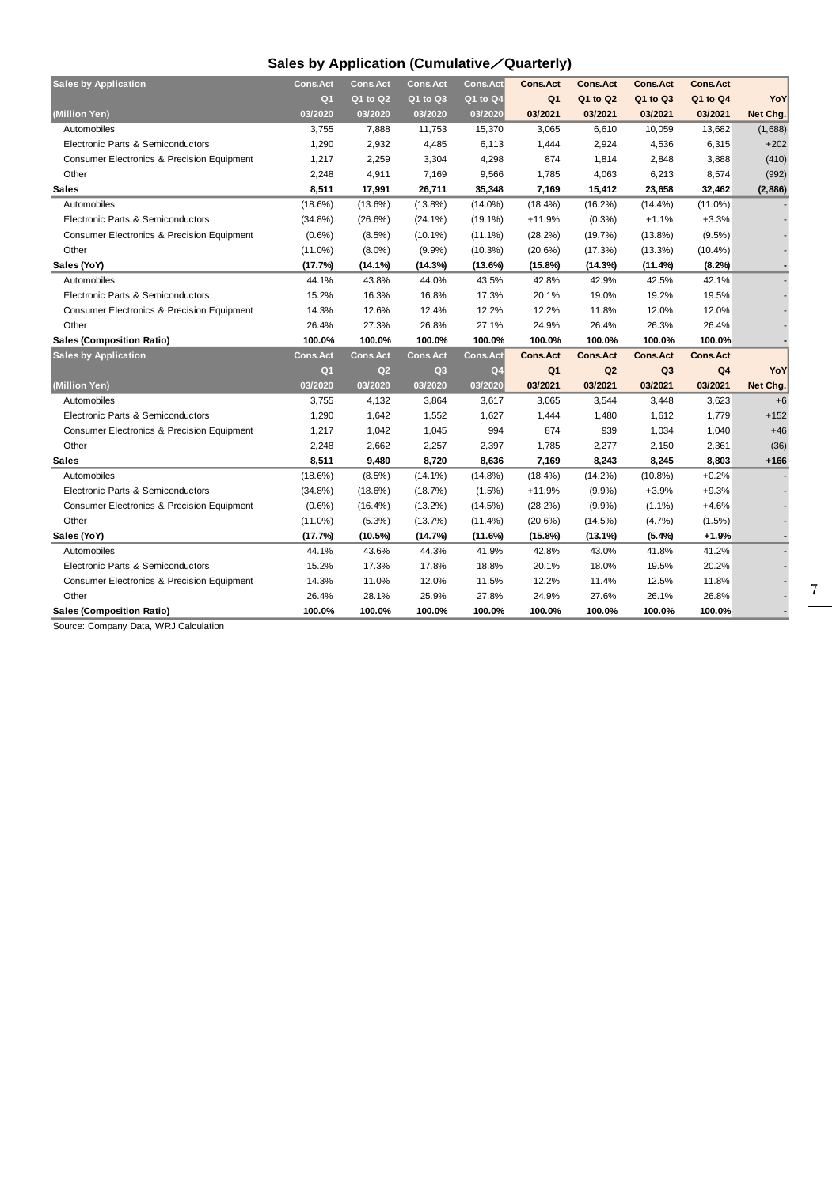## Sales by Application (Cumulative／Quarterly)

| Sales by Application | Cons.Act | Cons.Act | Cons.Act | Cons.Act | Cons.Act | Cons.Act | Cons.Act | Cons.Act | |
|---|---|---|---|---|---|---|---|---|---|
| | Q1 | Q1 to Q2 | Q1 to Q3 | Q1 to Q4 | Q1 | Q1 to Q2 | Q1 to Q3 | Q1 to Q4 | YoY |
| (Million Yen) | 03/2020 | 03/2020 | 03/2020 | 03/2020 | 03/2021 | 03/2021 | 03/2021 | 03/2021 | Net Chg. |
| Automobiles | 3,755 | 7,888 | 11,753 | 15,370 | 3,065 | 6,610 | 10,059 | 13,682 | (1,688) |
| Electronic Parts & Semiconductors | 1,290 | 2,932 | 4,485 | 6,113 | 1,444 | 2,924 | 4,536 | 6,315 | +202 |
| Consumer Electronics & Precision Equipment | 1,217 | 2,259 | 3,304 | 4,298 | 874 | 1,814 | 2,848 | 3,888 | (410) |
| Other | 2,248 | 4,911 | 7,169 | 9,566 | 1,785 | 4,063 | 6,213 | 8,574 | (992) |
| **Sales** | **8,511** | **17,991** | **26,711** | **35,348** | **7,169** | **15,412** | **23,658** | **32,462** | **(2,886)** |
| Automobiles | (18.6%) | (13.6%) | (13.8%) | (14.0%) | (18.4%) | (16.2%) | (14.4%) | (11.0%) | - |
| Electronic Parts & Semiconductors | (34.8%) | (26.6%) | (24.1%) | (19.1%) | +11.9% | (0.3%) | +1.1% | +3.3% | - |
| Consumer Electronics & Precision Equipment | (0.6%) | (8.5%) | (10.1%) | (11.1%) | (28.2%) | (19.7%) | (13.8%) | (9.5%) | - |
| Other | (11.0%) | (8.0%) | (9.9%) | (10.3%) | (20.6%) | (17.3%) | (13.3%) | (10.4%) | - |
| **Sales (YoY)** | **(17.7%)** | **(14.1%)** | **(14.3%)** | **(13.6%)** | **(15.8%)** | **(14.3%)** | **(11.4%)** | **(8.2%)** | **-** |
| Automobiles | 44.1% | 43.8% | 44.0% | 43.5% | 42.8% | 42.9% | 42.5% | 42.1% | - |
| Electronic Parts & Semiconductors | 15.2% | 16.3% | 16.8% | 17.3% | 20.1% | 19.0% | 19.2% | 19.5% | - |
| Consumer Electronics & Precision Equipment | 14.3% | 12.6% | 12.4% | 12.2% | 12.2% | 11.8% | 12.0% | 12.0% | - |
| Other | 26.4% | 27.3% | 26.8% | 27.1% | 24.9% | 26.4% | 26.3% | 26.4% | - |
| **Sales (Composition Ratio)** | **100.0%** | **100.0%** | **100.0%** | **100.0%** | **100.0%** | **100.0%** | **100.0%** | **100.0%** | **-** |

| Sales by Application | Cons.Act | Cons.Act | Cons.Act | Cons.Act | Cons.Act | Cons.Act | Cons.Act | Cons.Act | |
|---|---|---|---|---|---|---|---|---|---|
| | Q1 | Q2 | Q3 | Q4 | Q1 | Q2 | Q3 | Q4 | YoY |
| (Million Yen) | 03/2020 | 03/2020 | 03/2020 | 03/2020 | 03/2021 | 03/2021 | 03/2021 | 03/2021 | Net Chg. |
| Automobiles | 3,755 | 4,132 | 3,864 | 3,617 | 3,065 | 3,544 | 3,448 | 3,623 | +6 |
| Electronic Parts & Semiconductors | 1,290 | 1,642 | 1,552 | 1,627 | 1,444 | 1,480 | 1,612 | 1,779 | +152 |
| Consumer Electronics & Precision Equipment | 1,217 | 1,042 | 1,045 | 994 | 874 | 939 | 1,034 | 1,040 | +46 |
| Other | 2,248 | 2,662 | 2,257 | 2,397 | 1,785 | 2,277 | 2,150 | 2,361 | (36) |
| **Sales** | **8,511** | **9,480** | **8,720** | **8,636** | **7,169** | **8,243** | **8,245** | **8,803** | **+166** |
| Automobiles | (18.6%) | (8.5%) | (14.1%) | (14.8%) | (18.4%) | (14.2%) | (10.8%) | +0.2% | - |
| Electronic Parts & Semiconductors | (34.8%) | (18.6%) | (18.7%) | (1.5%) | +11.9% | (9.9%) | +3.9% | +9.3% | - |
| Consumer Electronics & Precision Equipment | (0.6%) | (16.4%) | (13.2%) | (14.5%) | (28.2%) | (9.9%) | (1.1%) | +4.6% | - |
| Other | (11.0%) | (5.3%) | (13.7%) | (11.4%) | (20.6%) | (14.5%) | (4.7%) | (1.5%) | - |
| **Sales (YoY)** | **(17.7%)** | **(10.5%)** | **(14.7%)** | **(11.6%)** | **(15.8%)** | **(13.1%)** | **(5.4%)** | **+1.9%** | **-** |
| Automobiles | 44.1% | 43.6% | 44.3% | 41.9% | 42.8% | 43.0% | 41.8% | 41.2% | - |
| Electronic Parts & Semiconductors | 15.2% | 17.3% | 17.8% | 18.8% | 20.1% | 18.0% | 19.5% | 20.2% | - |
| Consumer Electronics & Precision Equipment | 14.3% | 11.0% | 12.0% | 11.5% | 12.2% | 11.4% | 12.5% | 11.8% | - |
| Other | 26.4% | 28.1% | 25.9% | 27.8% | 24.9% | 27.6% | 26.1% | 26.8% | - |
| **Sales (Composition Ratio)** | **100.0%** | **100.0%** | **100.0%** | **100.0%** | **100.0%** | **100.0%** | **100.0%** | **100.0%** | **-** |

Source: Company Data, WRJ Calculation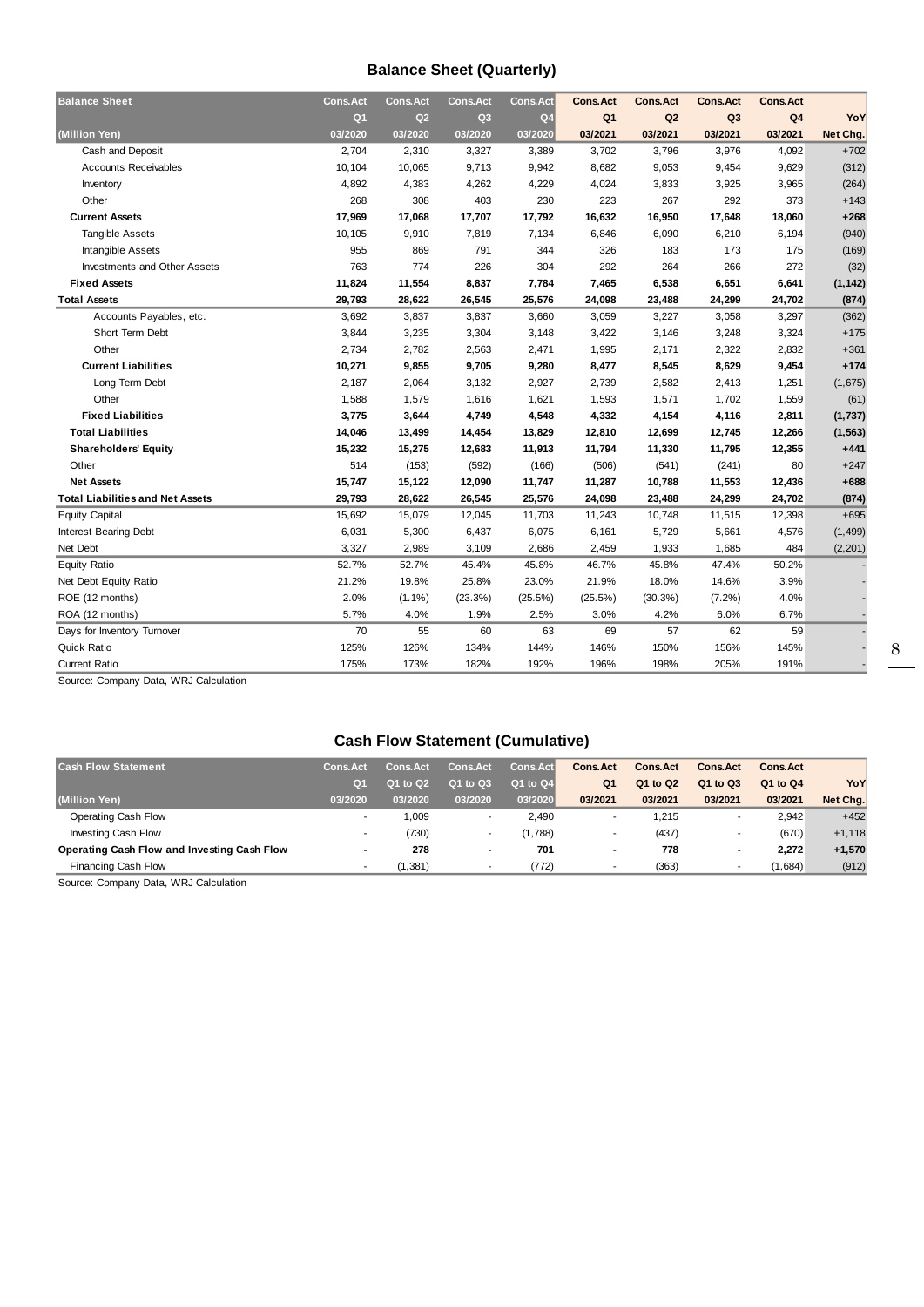## Balance Sheet (Quarterly)

| Balance Sheet | Cons.Act | Cons.Act | Cons.Act | Cons.Act | Cons.Act | Cons.Act | Cons.Act | Cons.Act | |
|---|---|---|---|---|---|---|---|---|---|
| | Q1 | Q2 | Q3 | Q4 | Q1 | Q2 | Q3 | Q4 | YoY |
| (Million Yen) | 03/2020 | 03/2020 | 03/2020 | 03/2020 | 03/2021 | 03/2021 | 03/2021 | 03/2021 | Net Chg. |
| Cash and Deposit | 2,704 | 2,310 | 3,327 | 3,389 | 3,702 | 3,796 | 3,976 | 4,092 | +702 |
| Accounts Receivables | 10,104 | 10,065 | 9,713 | 9,942 | 8,682 | 9,053 | 9,454 | 9,629 | (312) |
| Inventory | 4,892 | 4,383 | 4,262 | 4,229 | 4,024 | 3,833 | 3,925 | 3,965 | (264) |
| Other | 268 | 308 | 403 | 230 | 223 | 267 | 292 | 373 | +143 |
| **Current Assets** | **17,969** | **17,068** | **17,707** | **17,792** | **16,632** | **16,950** | **17,648** | **18,060** | **+268** |
| Tangible Assets | 10,105 | 9,910 | 7,819 | 7,134 | 6,846 | 6,090 | 6,210 | 6,194 | (940) |
| Intangible Assets | 955 | 869 | 791 | 344 | 326 | 183 | 173 | 175 | (169) |
| Investments and Other Assets | 763 | 774 | 226 | 304 | 292 | 264 | 266 | 272 | (32) |
| **Fixed Assets** | **11,824** | **11,554** | **8,837** | **7,784** | **7,465** | **6,538** | **6,651** | **6,641** | **(1,142)** |
| **Total Assets** | **29,793** | **28,622** | **26,545** | **25,576** | **24,098** | **23,488** | **24,299** | **24,702** | **(874)** |
| Accounts Payables, etc. | 3,692 | 3,837 | 3,837 | 3,660 | 3,059 | 3,227 | 3,058 | 3,297 | (362) |
| Short Term Debt | 3,844 | 3,235 | 3,304 | 3,148 | 3,422 | 3,146 | 3,248 | 3,324 | +175 |
| Other | 2,734 | 2,782 | 2,563 | 2,471 | 1,995 | 2,171 | 2,322 | 2,832 | +361 |
| **Current Liabilities** | **10,271** | **9,855** | **9,705** | **9,280** | **8,477** | **8,545** | **8,629** | **9,454** | **+174** |
| Long Term Debt | 2,187 | 2,064 | 3,132 | 2,927 | 2,739 | 2,582 | 2,413 | 1,251 | (1,675) |
| Other | 1,588 | 1,579 | 1,616 | 1,621 | 1,593 | 1,571 | 1,702 | 1,559 | (61) |
| **Fixed Liabilities** | **3,775** | **3,644** | **4,749** | **4,548** | **4,332** | **4,154** | **4,116** | **2,811** | **(1,737)** |
| **Total Liabilities** | **14,046** | **13,499** | **14,454** | **13,829** | **12,810** | **12,699** | **12,745** | **12,266** | **(1,563)** |
| **Shareholders' Equity** | **15,232** | **15,275** | **12,683** | **11,913** | **11,794** | **11,330** | **11,795** | **12,355** | **+441** |
| Other | 514 | (153) | (592) | (166) | (506) | (541) | (241) | 80 | +247 |
| **Net Assets** | **15,747** | **15,122** | **12,090** | **11,747** | **11,287** | **10,788** | **11,553** | **12,436** | **+688** |
| **Total Liabilities and Net Assets** | **29,793** | **28,622** | **26,545** | **25,576** | **24,098** | **23,488** | **24,299** | **24,702** | **(874)** |
| Equity Capital | 15,692 | 15,079 | 12,045 | 11,703 | 11,243 | 10,748 | 11,515 | 12,398 | +695 |
| Interest Bearing Debt | 6,031 | 5,300 | 6,437 | 6,075 | 6,161 | 5,729 | 5,661 | 4,576 | (1,499) |
| Net Debt | 3,327 | 2,989 | 3,109 | 2,686 | 2,459 | 1,933 | 1,685 | 484 | (2,201) |
| Equity Ratio | 52.7% | 52.7% | 45.4% | 45.8% | 46.7% | 45.8% | 47.4% | 50.2% | - |
| Net Debt Equity Ratio | 21.2% | 19.8% | 25.8% | 23.0% | 21.9% | 18.0% | 14.6% | 3.9% | - |
| ROE (12 months) | 2.0% | (1.1%) | (23.3%) | (25.5%) | (25.5%) | (30.3%) | (7.2%) | 4.0% | - |
| ROA (12 months) | 5.7% | 4.0% | 1.9% | 2.5% | 3.0% | 4.2% | 6.0% | 6.7% | - |
| Days for Inventory Turnover | 70 | 55 | 60 | 63 | 69 | 57 | 62 | 59 | - |
| Quick Ratio | 125% | 126% | 134% | 144% | 146% | 150% | 156% | 145% | - |
| Current Ratio | 175% | 173% | 182% | 192% | 196% | 198% | 205% | 191% | - |

Source: Company Data, WRJ Calculation

## Cash Flow Statement (Cumulative)

| Cash Flow Statement | Cons.Act | Cons.Act | Cons.Act | Cons.Act | Cons.Act | Cons.Act | Cons.Act | Cons.Act | |
|---|---|---|---|---|---|---|---|---|---|
| | Q1 | Q1 to Q2 | Q1 to Q3 | Q1 to Q4 | Q1 | Q1 to Q2 | Q1 to Q3 | Q1 to Q4 | YoY |
| (Million Yen) | 03/2020 | 03/2020 | 03/2020 | 03/2020 | 03/2021 | 03/2021 | 03/2021 | 03/2021 | Net Chg. |
| Operating Cash Flow | - | 1,009 | - | 2,490 | - | 1,215 | - | 2,942 | +452 |
| Investing Cash Flow | - | (730) | - | (1,788) | - | (437) | - | (670) | +1,118 |
| **Operating Cash Flow and Investing Cash Flow** | **-** | **278** | **-** | **701** | **-** | **778** | **-** | **2,272** | **+1,570** |
| Financing Cash Flow | - | (1,381) | - | (772) | - | (363) | - | (1,684) | (912) |

Source: Company Data, WRJ Calculation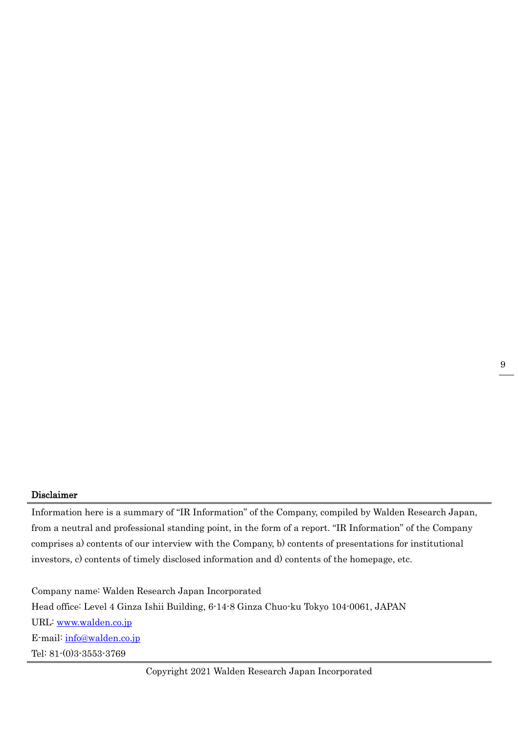**Disclaimer**

Information here is a summary of “IR Information” of the Company, compiled by Walden Research Japan, from a neutral and professional standing point, in the form of a report. “IR Information” of the Company comprises a) contents of our interview with the Company, b) contents of presentations for institutional investors, c) contents of timely disclosed information and d) contents of the homepage, etc.

Company name: Walden Research Japan Incorporated
Head office: Level 4 Ginza Ishii Building, 6-14-8 Ginza Chuo-ku Tokyo 104-0061, JAPAN
URL: www.walden.co.jp
E-mail: info@walden.co.jp
Tel: 81-(0)3-3553-3769

Copyright 2021 Walden Research Japan Incorporated